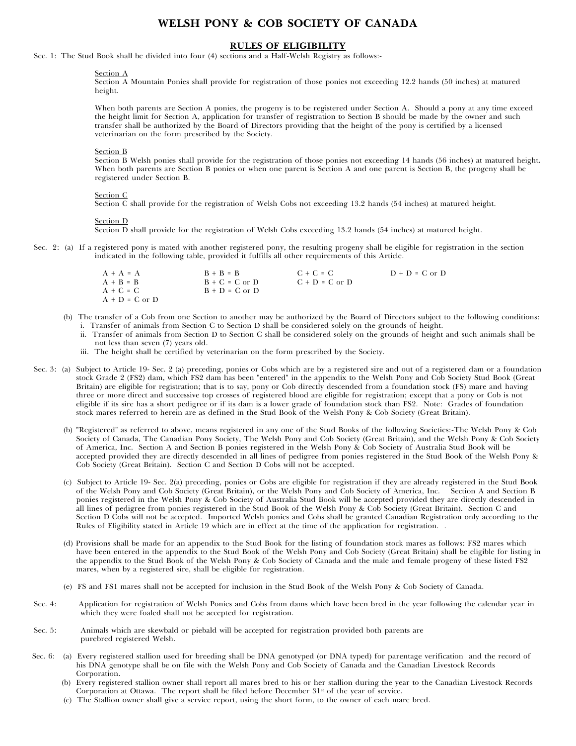# WELSH PONY & COB SOCIETY OF CANADA

## RULES OF ELIGIBILITY

Sec. 1: The Stud Book shall be divided into four (4) sections and a Half-Welsh Registry as follows:-

Section A
Section A Mountain Ponies shall provide for registration of those ponies not exceeding 12.2 hands (50 inches) at matured height.

When both parents are Section A ponies, the progeny is to be registered under Section A. Should a pony at any time exceed the height limit for Section A, application for transfer of registration to Section B should be made by the owner and such transfer shall be authorized by the Board of Directors providing that the height of the pony is certified by a licensed veterinarian on the form prescribed by the Society.

Section B
Section B Welsh ponies shall provide for the registration of those ponies not exceeding 14 hands (56 inches) at matured height. When both parents are Section B ponies or when one parent is Section A and one parent is Section B, the progeny shall be registered under Section B.

Section C
Section C shall provide for the registration of Welsh Cobs not exceeding 13.2 hands (54 inches) at matured height.

Section D
Section D shall provide for the registration of Welsh Cobs exceeding 13.2 hands (54 inches) at matured height.

Sec. 2: (a) If a registered pony is mated with another registered pony, the resulting progeny shall be eligible for registration in the section indicated in the following table, provided it fulfills all other requirements of this Article.

| | | | |
|---|---|---|---|
| A + A = A | B + B = B | C + C = C | D + D = C or D |
| A + B = B | B + C = C or D | C + D = C or D | |
| A + C = C | B + D = C or D | | |
| A + D = C or D | | | |

(b) The transfer of a Cob from one Section to another may be authorized by the Board of Directors subject to the following conditions:
i. Transfer of animals from Section C to Section D shall be considered solely on the grounds of height.
ii. Transfer of animals from Section D to Section C shall be considered solely on the grounds of height and such animals shall be not less than seven (7) years old.
iii. The height shall be certified by veterinarian on the form prescribed by the Society.

Sec. 3: (a) Subject to Article 19- Sec. 2 (a) preceding, ponies or Cobs which are by a registered sire and out of a registered dam or a foundation stock Grade 2 (FS2) dam, which FS2 dam has been "entered" in the appendix to the Welsh Pony and Cob Society Stud Book (Great Britain) are eligible for registration; that is to say, pony or Cob directly descended from a foundation stock (FS) mare and having three or more direct and successive top crosses of registered blood are eligible for registration; except that a pony or Cob is not eligible if its sire has a short pedigree or if its dam is a lower grade of foundation stock than FS2. Note: Grades of foundation stock mares referred to herein are as defined in the Stud Book of the Welsh Pony & Cob Society (Great Britain).

(b) "Registered" as referred to above, means registered in any one of the Stud Books of the following Societies:-The Welsh Pony & Cob Society of Canada, The Canadian Pony Society, The Welsh Pony and Cob Society (Great Britain), and the Welsh Pony & Cob Society of America, Inc. Section A and Section B ponies registered in the Welsh Pony & Cob Society of Australia Stud Book will be accepted provided they are directly descended in all lines of pedigree from ponies registered in the Stud Book of the Welsh Pony & Cob Society (Great Britain). Section C and Section D Cobs will not be accepted.

(c) Subject to Article 19- Sec. 2(a) preceding, ponies or Cobs are eligible for registration if they are already registered in the Stud Book of the Welsh Pony and Cob Society (Great Britain), or the Welsh Pony and Cob Society of America, Inc. Section A and Section B ponies registered in the Welsh Pony & Cob Society of Australia Stud Book will be accepted provided they are directly descended in all lines of pedigree from ponies registered in the Stud Book of the Welsh Pony & Cob Society (Great Britain). Section C and Section D Cobs will not be accepted. Imported Welsh ponies and Cobs shall be granted Canadian Registration only according to the Rules of Eligibility stated in Article 19 which are in effect at the time of the application for registration. .

(d) Provisions shall be made for an appendix to the Stud Book for the listing of foundation stock mares as follows: FS2 mares which have been entered in the appendix to the Stud Book of the Welsh Pony and Cob Society (Great Britain) shall be eligible for listing in the appendix to the Stud Book of the Welsh Pony & Cob Society of Canada and the male and female progeny of these listed FS2 mares, when by a registered sire, shall be eligible for registration.

(e) FS and FS1 mares shall not be accepted for inclusion in the Stud Book of the Welsh Pony & Cob Society of Canada.

Sec. 4: Application for registration of Welsh Ponies and Cobs from dams which have been bred in the year following the calendar year in which they were foaled shall not be accepted for registration.

Sec. 5: Animals which are skewbald or piebald will be accepted for registration provided both parents are purebred registered Welsh.

Sec. 6: (a) Every registered stallion used for breeding shall be DNA genotyped (or DNA typed) for parentage verification and the record of his DNA genotype shall be on file with the Welsh Pony and Cob Society of Canada and the Canadian Livestock Records Corporation.
(b) Every registered stallion owner shall report all mares bred to his or her stallion during the year to the Canadian Livestock Records Corporation at Ottawa. The report shall be filed before December 31st of the year of service.
(c) The Stallion owner shall give a service report, using the short form, to the owner of each mare bred.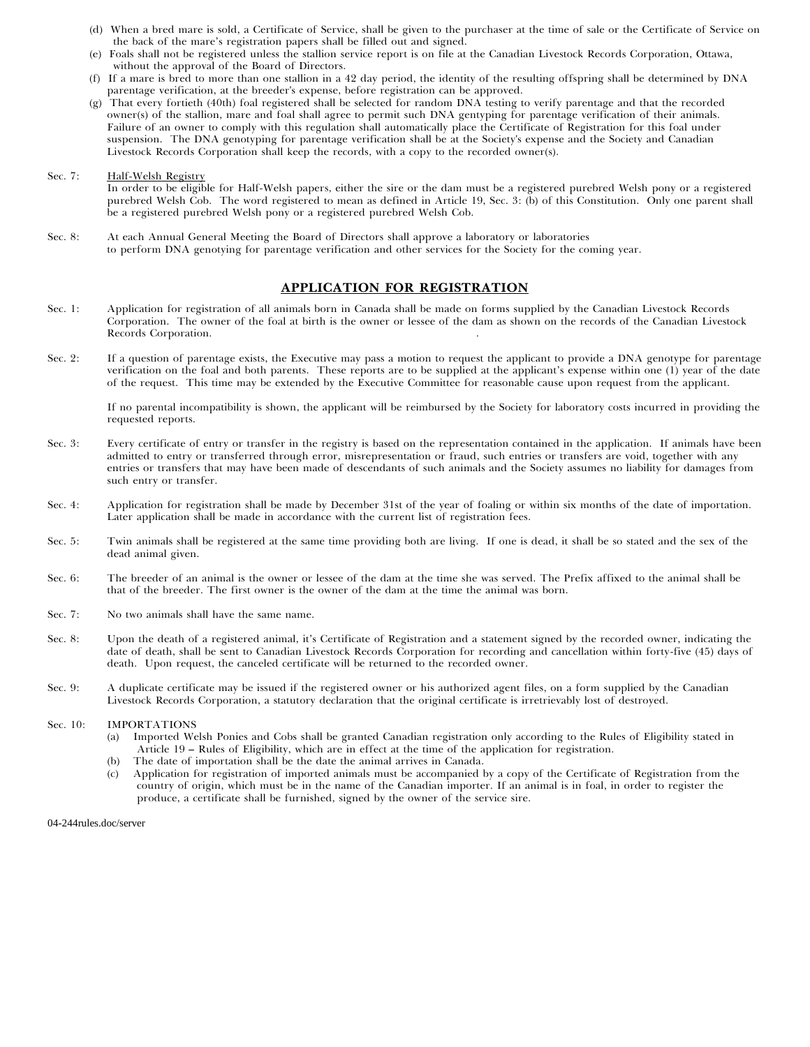(d) When a bred mare is sold, a Certificate of Service, shall be given to the purchaser at the time of sale or the Certificate of Service on the back of the mare's registration papers shall be filled out and signed.

(e) Foals shall not be registered unless the stallion service report is on file at the Canadian Livestock Records Corporation, Ottawa, without the approval of the Board of Directors.

(f) If a mare is bred to more than one stallion in a 42 day period, the identity of the resulting offspring shall be determined by DNA parentage verification, at the breeder's expense, before registration can be approved.

(g) That every fortieth (40th) foal registered shall be selected for random DNA testing to verify parentage and that the recorded owner(s) of the stallion, mare and foal shall agree to permit such DNA gentyping for parentage verification of their animals. Failure of an owner to comply with this regulation shall automatically place the Certificate of Registration for this foal under suspension. The DNA genotyping for parentage verification shall be at the Society's expense and the Society and Canadian Livestock Records Corporation shall keep the records, with a copy to the recorded owner(s).

Sec. 7: Half-Welsh Registry
In order to be eligible for Half-Welsh papers, either the sire or the dam must be a registered purebred Welsh pony or a registered purebred Welsh Cob. The word registered to mean as defined in Article 19, Sec. 3: (b) of this Constitution. Only one parent shall be a registered purebred Welsh pony or a registered purebred Welsh Cob.

Sec. 8: At each Annual General Meeting the Board of Directors shall approve a laboratory or laboratories to perform DNA genotying for parentage verification and other services for the Society for the coming year.

## APPLICATION FOR REGISTRATION

Sec. 1: Application for registration of all animals born in Canada shall be made on forms supplied by the Canadian Livestock Records Corporation. The owner of the foal at birth is the owner or lessee of the dam as shown on the records of the Canadian Livestock Records Corporation.

Sec. 2: If a question of parentage exists, the Executive may pass a motion to request the applicant to provide a DNA genotype for parentage verification on the foal and both parents. These reports are to be supplied at the applicant's expense within one (1) year of the date of the request. This time may be extended by the Executive Committee for reasonable cause upon request from the applicant.

If no parental incompatibility is shown, the applicant will be reimbursed by the Society for laboratory costs incurred in providing the requested reports.

Sec. 3: Every certificate of entry or transfer in the registry is based on the representation contained in the application. If animals have been admitted to entry or transferred through error, misrepresentation or fraud, such entries or transfers are void, together with any entries or transfers that may have been made of descendants of such animals and the Society assumes no liability for damages from such entry or transfer.

Sec. 4: Application for registration shall be made by December 31st of the year of foaling or within six months of the date of importation. Later application shall be made in accordance with the current list of registration fees.

Sec. 5: Twin animals shall be registered at the same time providing both are living. If one is dead, it shall be so stated and the sex of the dead animal given.

Sec. 6: The breeder of an animal is the owner or lessee of the dam at the time she was served. The Prefix affixed to the animal shall be that of the breeder. The first owner is the owner of the dam at the time the animal was born.

Sec. 7: No two animals shall have the same name.

Sec. 8: Upon the death of a registered animal, it's Certificate of Registration and a statement signed by the recorded owner, indicating the date of death, shall be sent to Canadian Livestock Records Corporation for recording and cancellation within forty-five (45) days of death. Upon request, the canceled certificate will be returned to the recorded owner.

Sec. 9: A duplicate certificate may be issued if the registered owner or his authorized agent files, on a form supplied by the Canadian Livestock Records Corporation, a statutory declaration that the original certificate is irretrievably lost of destroyed.

Sec. 10: IMPORTATIONS

(a) Imported Welsh Ponies and Cobs shall be granted Canadian registration only according to the Rules of Eligibility stated in Article 19 – Rules of Eligibility, which are in effect at the time of the application for registration.

(b) The date of importation shall be the date the animal arrives in Canada.

(c) Application for registration of imported animals must be accompanied by a copy of the Certificate of Registration from the country of origin, which must be in the name of the Canadian importer. If an animal is in foal, in order to register the produce, a certificate shall be furnished, signed by the owner of the service sire.

04-244rules.doc/server